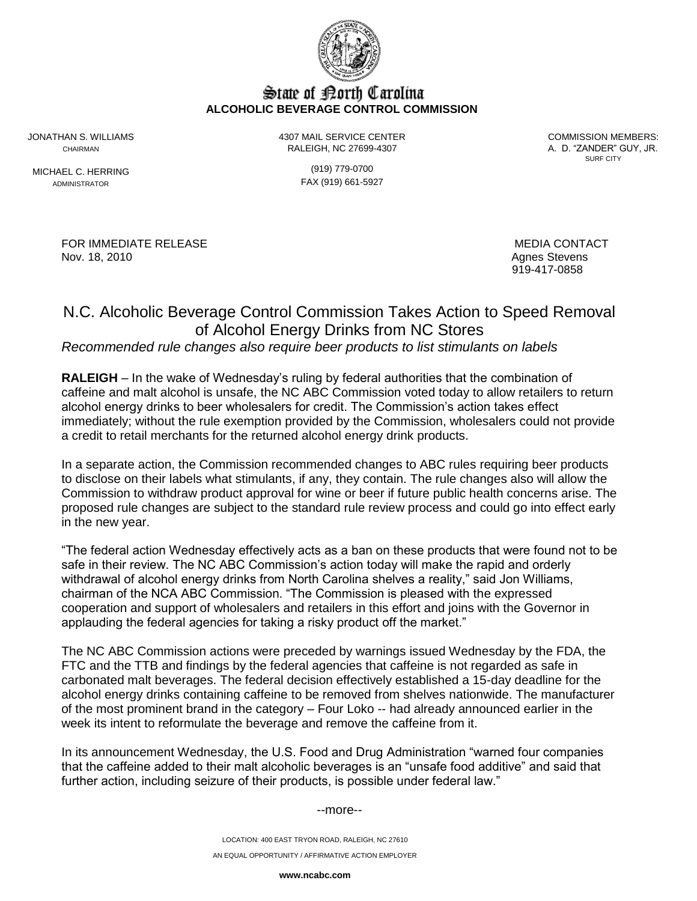# State of North Carolina
**ALCOHOLIC BEVERAGE CONTROL COMMISSION**

JONATHAN S. WILLIAMS
CHAIRMAN

MICHAEL C. HERRING
ADMINISTRATOR

4307 MAIL SERVICE CENTER
RALEIGH, NC 27699-4307

(919) 779-0700
FAX (919) 661-5927

COMMISSION MEMBERS:
A. D. "ZANDER" GUY, JR.
SURF CITY

FOR IMMEDIATE RELEASE
Nov. 18, 2010

MEDIA CONTACT
Agnes Stevens
919-417-0858

## N.C. Alcoholic Beverage Control Commission Takes Action to Speed Removal of Alcohol Energy Drinks from NC Stores

*Recommended rule changes also require beer products to list stimulants on labels*

**RALEIGH** – In the wake of Wednesday's ruling by federal authorities that the combination of caffeine and malt alcohol is unsafe, the NC ABC Commission voted today to allow retailers to return alcohol energy drinks to beer wholesalers for credit. The Commission's action takes effect immediately; without the rule exemption provided by the Commission, wholesalers could not provide a credit to retail merchants for the returned alcohol energy drink products.

In a separate action, the Commission recommended changes to ABC rules requiring beer products to disclose on their labels what stimulants, if any, they contain. The rule changes also will allow the Commission to withdraw product approval for wine or beer if future public health concerns arise. The proposed rule changes are subject to the standard rule review process and could go into effect early in the new year.

"The federal action Wednesday effectively acts as a ban on these products that were found not to be safe in their review. The NC ABC Commission's action today will make the rapid and orderly withdrawal of alcohol energy drinks from North Carolina shelves a reality," said Jon Williams, chairman of the NCA ABC Commission. "The Commission is pleased with the expressed cooperation and support of wholesalers and retailers in this effort and joins with the Governor in applauding the federal agencies for taking a risky product off the market."

The NC ABC Commission actions were preceded by warnings issued Wednesday by the FDA, the FTC and the TTB and findings by the federal agencies that caffeine is not regarded as safe in carbonated malt beverages. The federal decision effectively established a 15-day deadline for the alcohol energy drinks containing caffeine to be removed from shelves nationwide. The manufacturer of the most prominent brand in the category – Four Loko -- had already announced earlier in the week its intent to reformulate the beverage and remove the caffeine from it.

In its announcement Wednesday, the U.S. Food and Drug Administration "warned four companies that the caffeine added to their malt alcoholic beverages is an "unsafe food additive" and said that further action, including seizure of their products, is possible under federal law."

--more--

LOCATION: 400 EAST TRYON ROAD, RALEIGH, NC 27610

AN EQUAL OPPORTUNITY / AFFIRMATIVE ACTION EMPLOYER

**www.ncabc.com**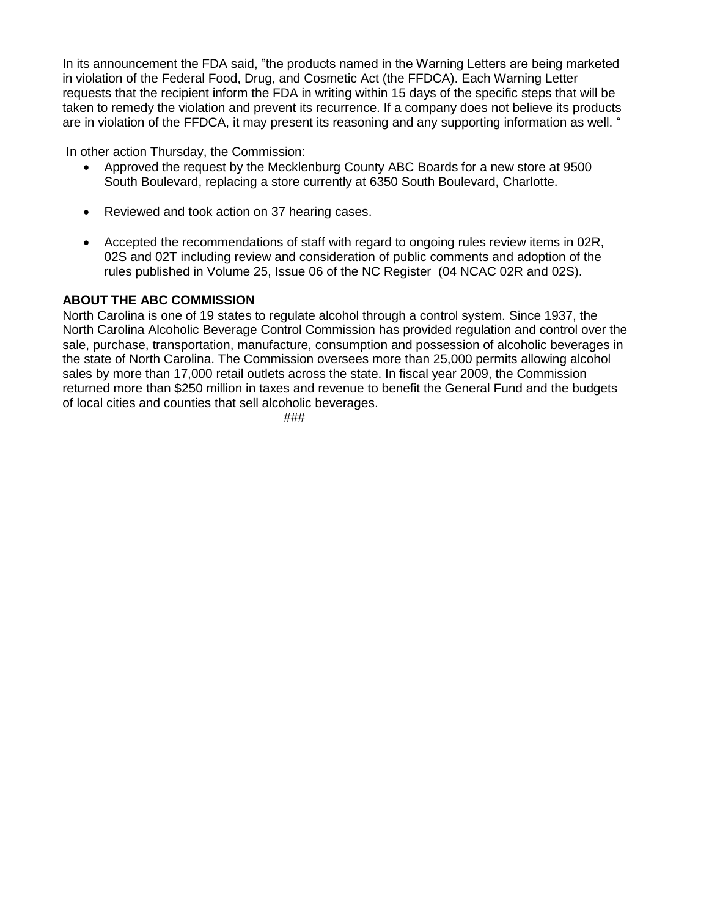In its announcement the FDA said, "the products named in the Warning Letters are being marketed in violation of the Federal Food, Drug, and Cosmetic Act (the FFDCA). Each Warning Letter requests that the recipient inform the FDA in writing within 15 days of the specific steps that will be taken to remedy the violation and prevent its recurrence. If a company does not believe its products are in violation of the FFDCA, it may present its reasoning and any supporting information as well. "

In other action Thursday, the Commission:

- Approved the request by the Mecklenburg County ABC Boards for a new store at 9500 South Boulevard, replacing a store currently at 6350 South Boulevard, Charlotte.
- Reviewed and took action on 37 hearing cases.
- Accepted the recommendations of staff with regard to ongoing rules review items in 02R, 02S and 02T including review and consideration of public comments and adoption of the rules published in Volume 25, Issue 06 of the NC Register (04 NCAC 02R and 02S).

**ABOUT THE ABC COMMISSION**

North Carolina is one of 19 states to regulate alcohol through a control system. Since 1937, the North Carolina Alcoholic Beverage Control Commission has provided regulation and control over the sale, purchase, transportation, manufacture, consumption and possession of alcoholic beverages in the state of North Carolina. The Commission oversees more than 25,000 permits allowing alcohol sales by more than 17,000 retail outlets across the state. In fiscal year 2009, the Commission returned more than $250 million in taxes and revenue to benefit the General Fund and the budgets of local cities and counties that sell alcoholic beverages.

###